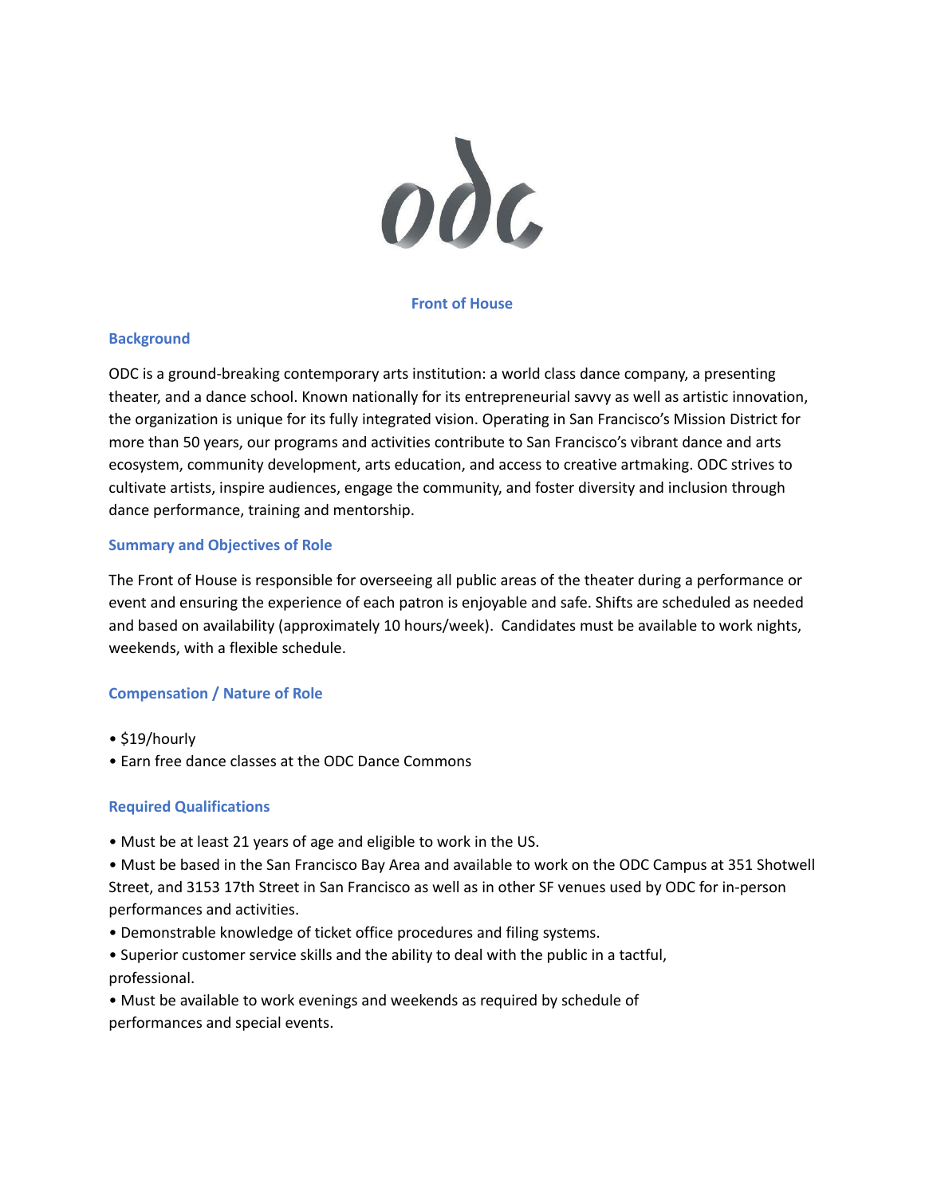# Front of House

## Background

ODC is a ground-breaking contemporary arts institution: a world class dance company, a presenting theater, and a dance school. Known nationally for its entrepreneurial savvy as well as artistic innovation, the organization is unique for its fully integrated vision. Operating in San Francisco's Mission District for more than 50 years, our programs and activities contribute to San Francisco's vibrant dance and arts ecosystem, community development, arts education, and access to creative artmaking. ODC strives to cultivate artists, inspire audiences, engage the community, and foster diversity and inclusion through dance performance, training and mentorship.

## Summary and Objectives of Role

The Front of House is responsible for overseeing all public areas of the theater during a performance or event and ensuring the experience of each patron is enjoyable and safe. Shifts are scheduled as needed and based on availability (approximately 10 hours/week). Candidates must be available to work nights, weekends, with a flexible schedule.

## Compensation / Nature of Role

- $19/hourly
- Earn free dance classes at the ODC Dance Commons

## Required Qualifications

- Must be at least 21 years of age and eligible to work in the US.
- Must be based in the San Francisco Bay Area and available to work on the ODC Campus at 351 Shotwell Street, and 3153 17th Street in San Francisco as well as in other SF venues used by ODC for in-person performances and activities.
- Demonstrable knowledge of ticket office procedures and filing systems.
- Superior customer service skills and the ability to deal with the public in a tactful, professional.
- Must be available to work evenings and weekends as required by schedule of performances and special events.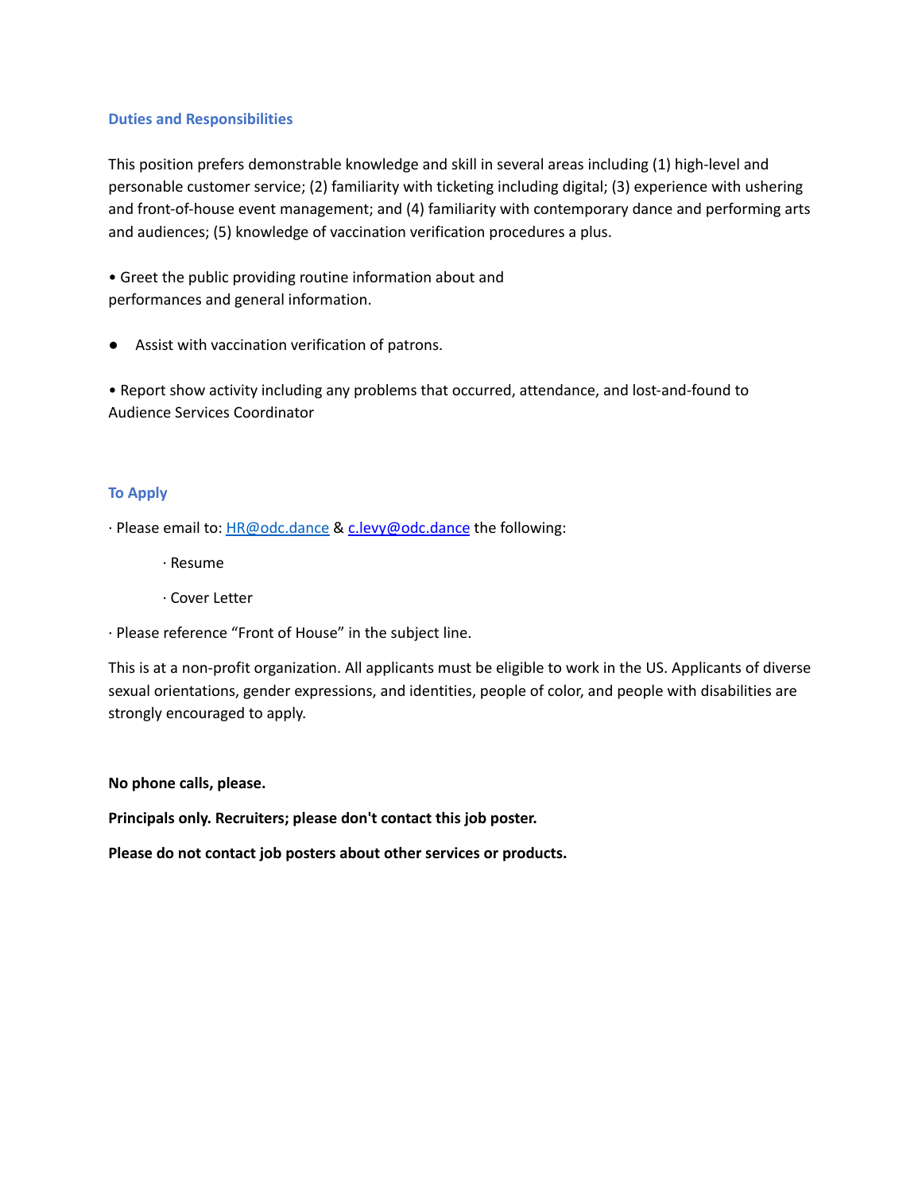### Duties and Responsibilities

This position prefers demonstrable knowledge and skill in several areas including (1) high-level and personable customer service; (2) familiarity with ticketing including digital; (3) experience with ushering and front-of-house event management; and (4) familiarity with contemporary dance and performing arts and audiences; (5) knowledge of vaccination verification procedures a plus.

- Greet the public providing routine information about and performances and general information.

- Assist with vaccination verification of patrons.

- Report show activity including any problems that occurred, attendance, and lost-and-found to Audience Services Coordinator

### To Apply

- Please email to: [HR@odc.dance](mailto:HR@odc.dance) & [c.levy@odc.dance](mailto:c.levy@odc.dance) the following:
    - Resume
    - Cover Letter
- Please reference "Front of House" in the subject line.

This is at a non-profit organization. All applicants must be eligible to work in the US. Applicants of diverse sexual orientations, gender expressions, and identities, people of color, and people with disabilities are strongly encouraged to apply.

**No phone calls, please.**

**Principals only. Recruiters; please don't contact this job poster.**

**Please do not contact job posters about other services or products.**